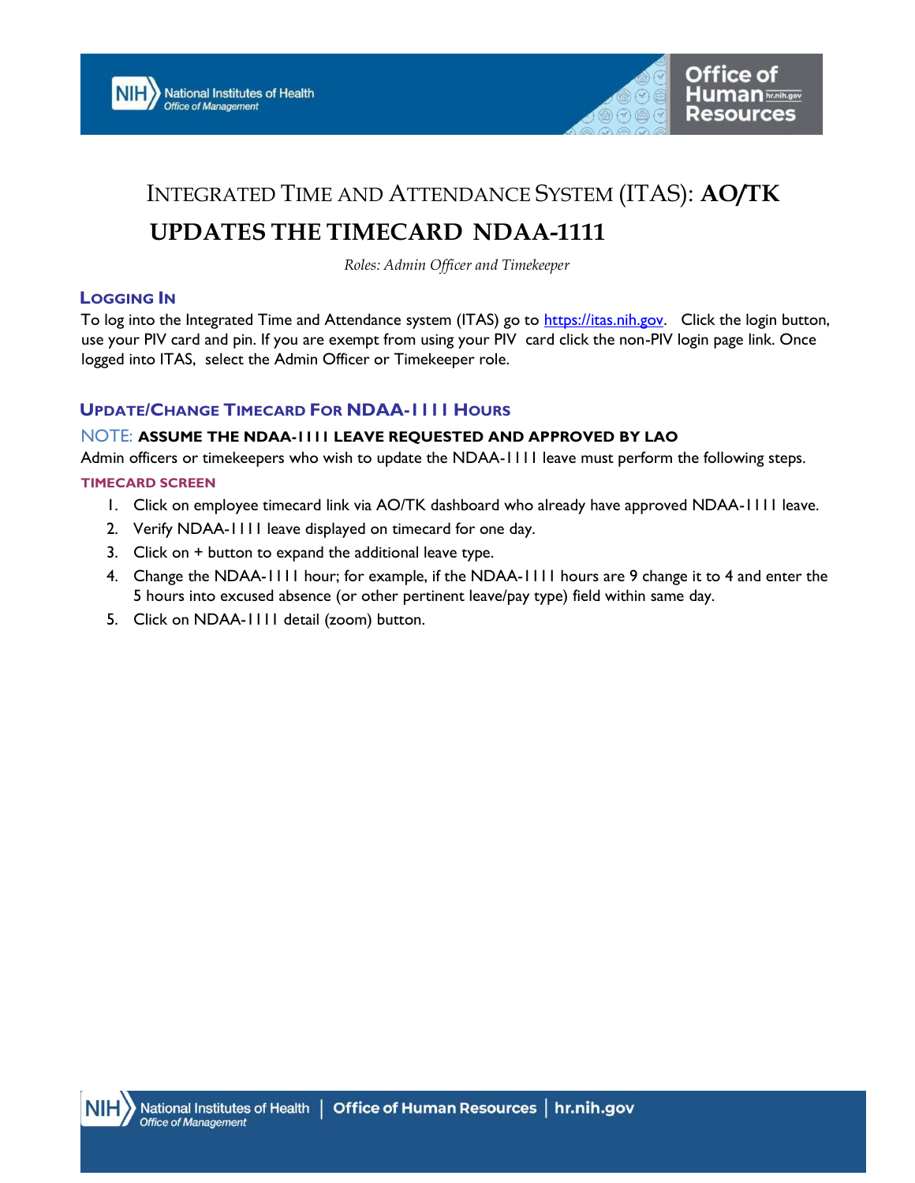# Integrated Time and Attendance System (ITAS): **AO/TK**

# **UPDATES THE TIMECARD NDAA-1111**

*Roles: Admin Officer and Timekeeper*

## Logging In

To log into the Integrated Time and Attendance system (ITAS) go to [https://itas.nih.gov](https://itas.nih.gov). Click the login button, use your PIV card and pin. If you are exempt from using your PIV card click the non-PIV login page link. Once logged into ITAS, select the Admin Officer or Timekeeper role.

## Update/Change Timecard For NDAA-1111 Hours

NOTE: **ASSUME THE NDAA-1111 LEAVE REQUESTED AND APPROVED BY LAO**

Admin officers or timekeepers who wish to update the NDAA-1111 leave must perform the following steps.

### TIMECARD SCREEN

1. Click on employee timecard link via AO/TK dashboard who already have approved NDAA-1111 leave.
2. Verify NDAA-1111 leave displayed on timecard for one day.
3. Click on + button to expand the additional leave type.
4. Change the NDAA-1111 hour; for example, if the NDAA-1111 hours are 9 change it to 4 and enter the 5 hours into excused absence (or other pertinent leave/pay type) field within same day.
5. Click on NDAA-1111 detail (zoom) button.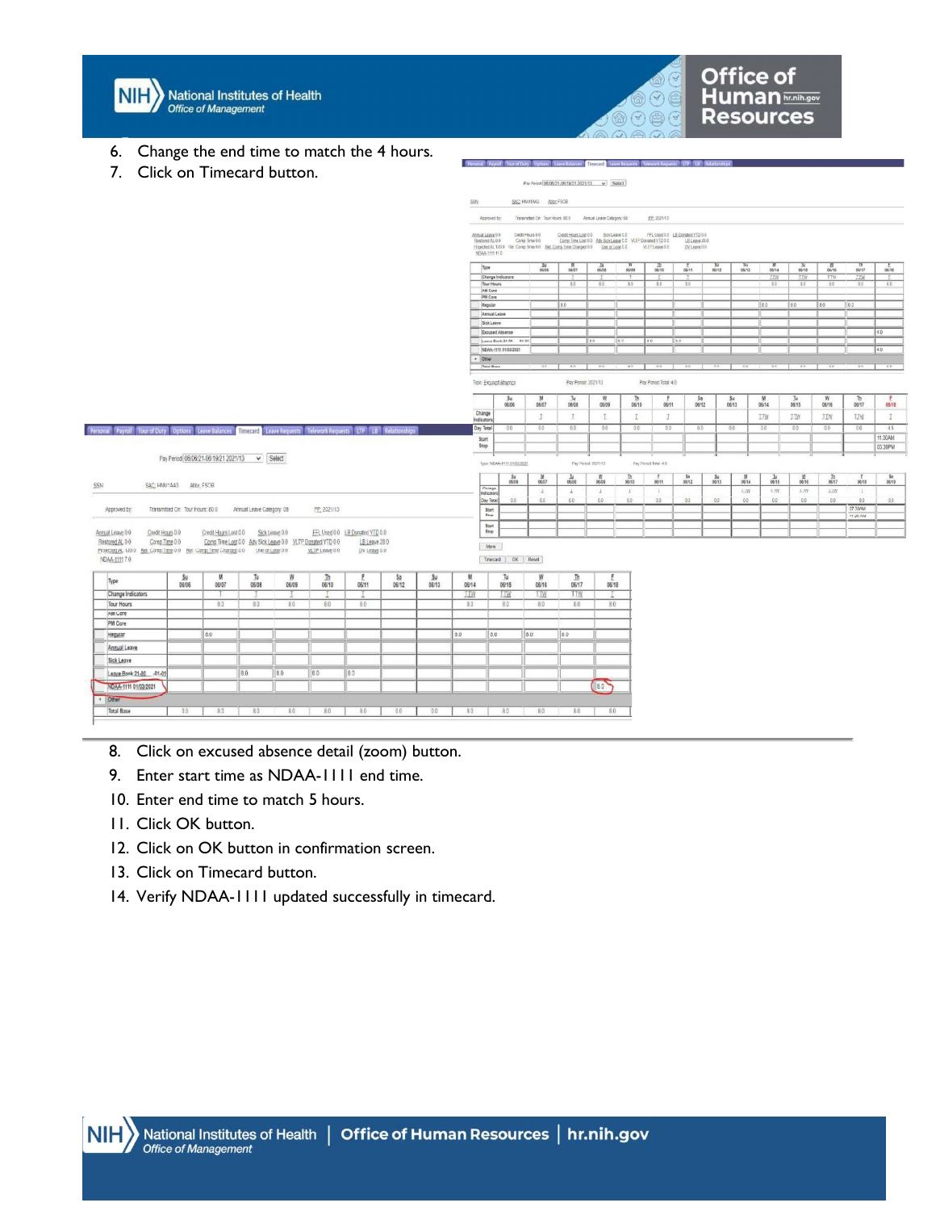6. Change the end time to match the 4 hours.
7. Click on Timecard button.

8. Click on excused absence detail (zoom) button.
9. Enter start time as NDAA-1111 end time.
10. Enter end time to match 5 hours.
11. Click OK button.
12. Click on OK button in confirmation screen.
13. Click on Timecard button.
14. Verify NDAA-1111 updated successfully in timecard.